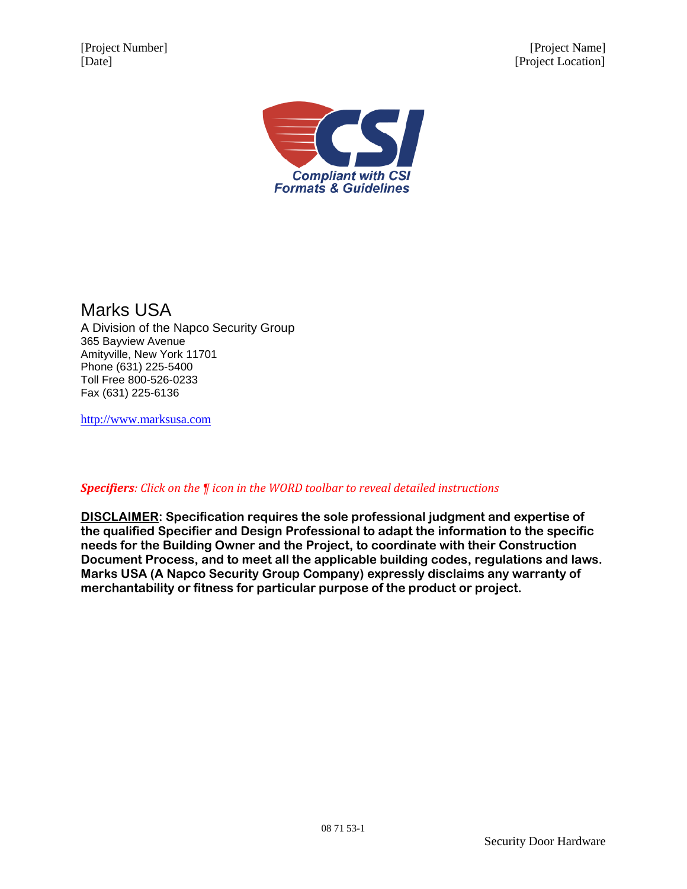[Project Number] [Project Name]
[Date] [Project Location]

Compliant with CSI Formats & Guidelines

# Marks USA

A Division of the Napco Security Group
365 Bayview Avenue
Amityville, New York 11701
Phone (631) 225-5400
Toll Free 800-526-0233
Fax (631) 225-6136

http://www.marksusa.com

***Specifiers**: Click on the ¶ icon in the WORD toolbar to reveal detailed instructions*

**DISCLAIMER: Specification requires the sole professional judgment and expertise of the qualified Specifier and Design Professional to adapt the information to the specific needs for the Building Owner and the Project, to coordinate with their Construction Document Process, and to meet all the applicable building codes, regulations and laws. Marks USA (A Napco Security Group Company) expressly disclaims any warranty of merchantability or fitness for particular purpose of the product or project.**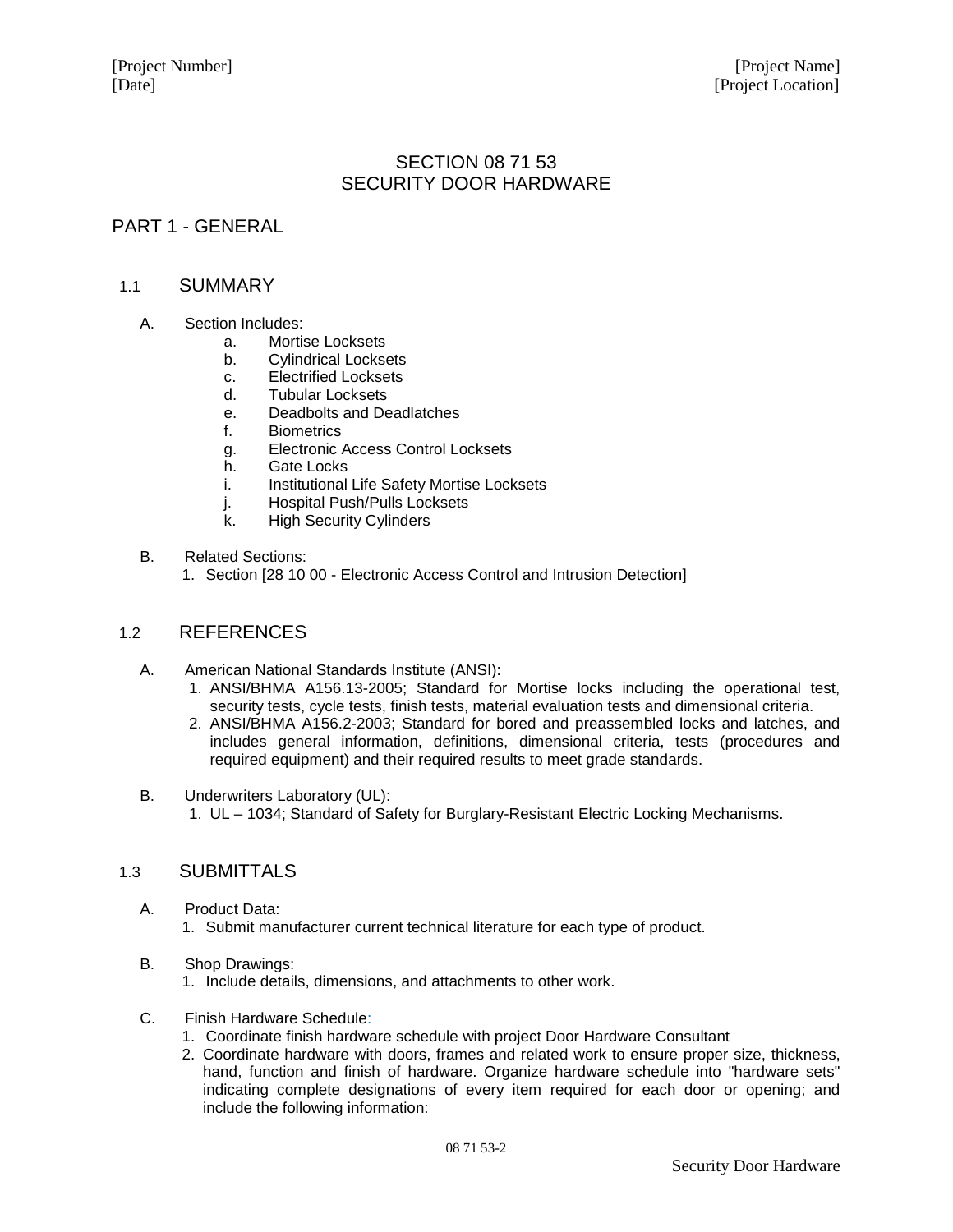# SECTION 08 71 53
# SECURITY DOOR HARDWARE

## PART 1 - GENERAL

### 1.1 SUMMARY

A. Section Includes:
   a. Mortise Locksets
   b. Cylindrical Locksets
   c. Electrified Locksets
   d. Tubular Locksets
   e. Deadbolts and Deadlatches
   f. Biometrics
   g. Electronic Access Control Locksets
   h. Gate Locks
   i. Institutional Life Safety Mortise Locksets
   j. Hospital Push/Pulls Locksets
   k. High Security Cylinders

B. Related Sections:
   1. Section [28 10 00 - Electronic Access Control and Intrusion Detection]

### 1.2 REFERENCES

A. American National Standards Institute (ANSI):
   1. ANSI/BHMA A156.13-2005; Standard for Mortise locks including the operational test, security tests, cycle tests, finish tests, material evaluation tests and dimensional criteria.
   2. ANSI/BHMA A156.2-2003; Standard for bored and preassembled locks and latches, and includes general information, definitions, dimensional criteria, tests (procedures and required equipment) and their required results to meet grade standards.

B. Underwriters Laboratory (UL):
   1. UL – 1034; Standard of Safety for Burglary-Resistant Electric Locking Mechanisms.

### 1.3 SUBMITTALS

A. Product Data:
   1. Submit manufacturer current technical literature for each type of product.

B. Shop Drawings:
   1. Include details, dimensions, and attachments to other work.

C. Finish Hardware Schedule:
   1. Coordinate finish hardware schedule with project Door Hardware Consultant
   2. Coordinate hardware with doors, frames and related work to ensure proper size, thickness, hand, function and finish of hardware. Organize hardware schedule into "hardware sets" indicating complete designations of every item required for each door or opening; and include the following information: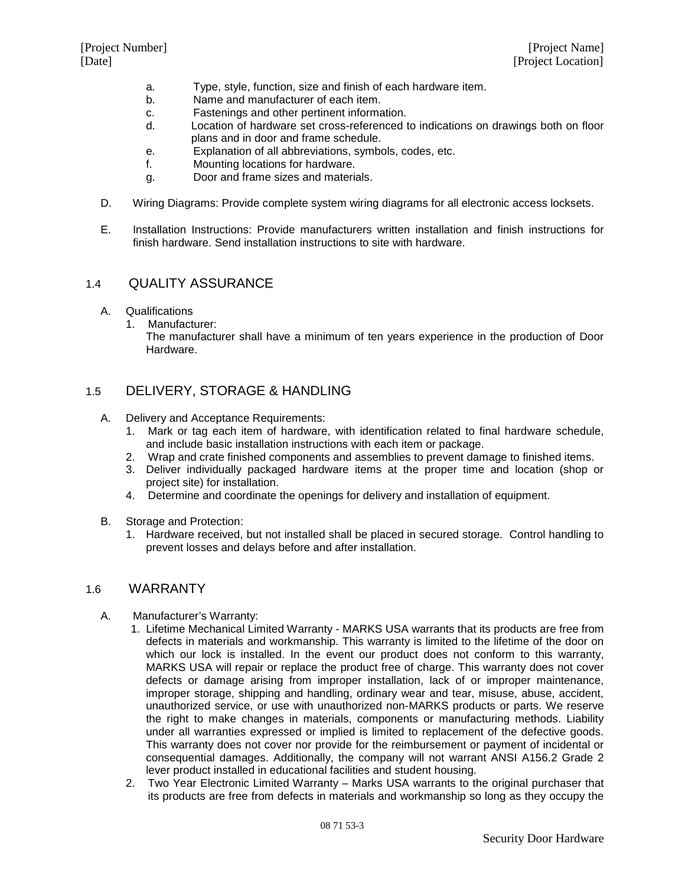a. Type, style, function, size and finish of each hardware item.
b. Name and manufacturer of each item.
c. Fastenings and other pertinent information.
d. Location of hardware set cross-referenced to indications on drawings both on floor plans and in door and frame schedule.
e. Explanation of all abbreviations, symbols, codes, etc.
f. Mounting locations for hardware.
g. Door and frame sizes and materials.

D. Wiring Diagrams: Provide complete system wiring diagrams for all electronic access locksets.

E. Installation Instructions: Provide manufacturers written installation and finish instructions for finish hardware. Send installation instructions to site with hardware.

## 1.4 QUALITY ASSURANCE

A. Qualifications
   1. Manufacturer:
      The manufacturer shall have a minimum of ten years experience in the production of Door Hardware.

## 1.5 DELIVERY, STORAGE & HANDLING

A. Delivery and Acceptance Requirements:
   1. Mark or tag each item of hardware, with identification related to final hardware schedule, and include basic installation instructions with each item or package.
   2. Wrap and crate finished components and assemblies to prevent damage to finished items.
   3. Deliver individually packaged hardware items at the proper time and location (shop or project site) for installation.
   4. Determine and coordinate the openings for delivery and installation of equipment.

B. Storage and Protection:
   1. Hardware received, but not installed shall be placed in secured storage. Control handling to prevent losses and delays before and after installation.

## 1.6 WARRANTY

A. Manufacturer's Warranty:
   1. Lifetime Mechanical Limited Warranty - MARKS USA warrants that its products are free from defects in materials and workmanship. This warranty is limited to the lifetime of the door on which our lock is installed. In the event our product does not conform to this warranty, MARKS USA will repair or replace the product free of charge. This warranty does not cover defects or damage arising from improper installation, lack of or improper maintenance, improper storage, shipping and handling, ordinary wear and tear, misuse, abuse, accident, unauthorized service, or use with unauthorized non-MARKS products or parts. We reserve the right to make changes in materials, components or manufacturing methods. Liability under all warranties expressed or implied is limited to replacement of the defective goods. This warranty does not cover nor provide for the reimbursement or payment of incidental or consequential damages. Additionally, the company will not warrant ANSI A156.2 Grade 2 lever product installed in educational facilities and student housing.
   2. Two Year Electronic Limited Warranty – Marks USA warrants to the original purchaser that its products are free from defects in materials and workmanship so long as they occupy the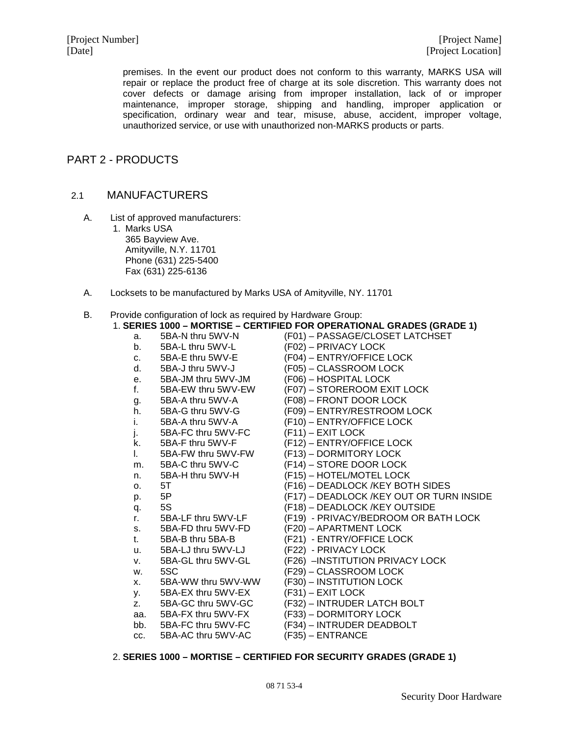premises. In the event our product does not conform to this warranty, MARKS USA will repair or replace the product free of charge at its sole discretion. This warranty does not cover defects or damage arising from improper installation, lack of or improper maintenance, improper storage, shipping and handling, improper application or specification, ordinary wear and tear, misuse, abuse, accident, improper voltage, unauthorized service, or use with unauthorized non-MARKS products or parts.

## PART 2 - PRODUCTS

### 2.1 MANUFACTURERS

A. List of approved manufacturers:
   1. Marks USA
      365 Bayview Ave.
      Amityville, N.Y. 11701
      Phone (631) 225-5400
      Fax (631) 225-6136

A. Locksets to be manufactured by Marks USA of Amityville, NY. 11701

B. Provide configuration of lock as required by Hardware Group:
   1. **SERIES 1000 – MORTISE – CERTIFIED FOR OPERATIONAL GRADES (GRADE 1)**
      a. 5BA-N thru 5WV-N (F01) – PASSAGE/CLOSET LATCHSET
      b. 5BA-L thru 5WV-L (F02) – PRIVACY LOCK
      c. 5BA-E thru 5WV-E (F04) – ENTRY/OFFICE LOCK
      d. 5BA-J thru 5WV-J (F05) – CLASSROOM LOCK
      e. 5BA-JM thru 5WV-JM (F06) – HOSPITAL LOCK
      f. 5BA-EW thru 5WV-EW (F07) – STOREROOM EXIT LOCK
      g. 5BA-A thru 5WV-A (F08) – FRONT DOOR LOCK
      h. 5BA-G thru 5WV-G (F09) – ENTRY/RESTROOM LOCK
      i. 5BA-A thru 5WV-A (F10) – ENTRY/OFFICE LOCK
      j. 5BA-FC thru 5WV-FC (F11) – EXIT LOCK
      k. 5BA-F thru 5WV-F (F12) – ENTRY/OFFICE LOCK
      l. 5BA-FW thru 5WV-FW (F13) – DORMITORY LOCK
      m. 5BA-C thru 5WV-C (F14) – STORE DOOR LOCK
      n. 5BA-H thru 5WV-H (F15) – HOTEL/MOTEL LOCK
      o. 5T (F16) – DEADLOCK /KEY BOTH SIDES
      p. 5P (F17) – DEADLOCK /KEY OUT OR TURN INSIDE
      q. 5S (F18) – DEADLOCK /KEY OUTSIDE
      r. 5BA-LF thru 5WV-LF (F19) - PRIVACY/BEDROOM OR BATH LOCK
      s. 5BA-FD thru 5WV-FD (F20) – APARTMENT LOCK
      t. 5BA-B thru 5BA-B (F21) - ENTRY/OFFICE LOCK
      u. 5BA-LJ thru 5WV-LJ (F22) - PRIVACY LOCK
      v. 5BA-GL thru 5WV-GL (F26) –INSTITUTION PRIVACY LOCK
      w. 5SC (F29) – CLASSROOM LOCK
      x. 5BA-WW thru 5WV-WW (F30) – INSTITUTION LOCK
      y. 5BA-EX thru 5WV-EX (F31) – EXIT LOCK
      z. 5BA-GC thru 5WV-GC (F32) – INTRUDER LATCH BOLT
      aa. 5BA-FX thru 5WV-FX (F33) – DORMITORY LOCK
      bb. 5BA-FC thru 5WV-FC (F34) – INTRUDER DEADBOLT
      cc. 5BA-AC thru 5WV-AC (F35) – ENTRANCE

   2. **SERIES 1000 – MORTISE – CERTIFIED FOR SECURITY GRADES (GRADE 1)**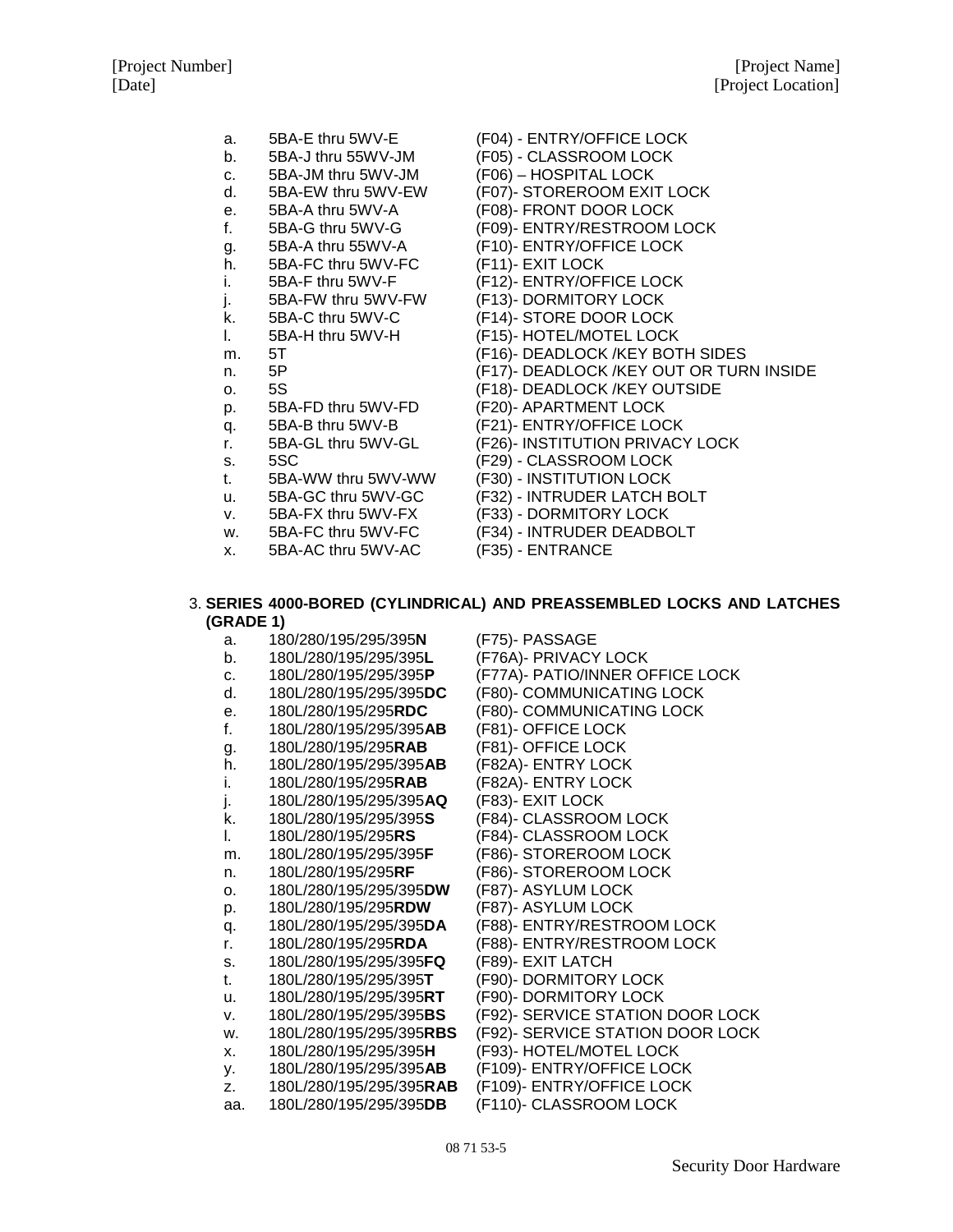a. 5BA-E thru 5WV-E (F04) - ENTRY/OFFICE LOCK
b. 5BA-J thru 55WV-JM (F05) - CLASSROOM LOCK
c. 5BA-JM thru 5WV-JM (F06) – HOSPITAL LOCK
d. 5BA-EW thru 5WV-EW (F07)- STOREROOM EXIT LOCK
e. 5BA-A thru 5WV-A (F08)- FRONT DOOR LOCK
f. 5BA-G thru 5WV-G (F09)- ENTRY/RESTROOM LOCK
g. 5BA-A thru 55WV-A (F10)- ENTRY/OFFICE LOCK
h. 5BA-FC thru 5WV-FC (F11)- EXIT LOCK
i. 5BA-F thru 5WV-F (F12)- ENTRY/OFFICE LOCK
j. 5BA-FW thru 5WV-FW (F13)- DORMITORY LOCK
k. 5BA-C thru 5WV-C (F14)- STORE DOOR LOCK
l. 5BA-H thru 5WV-H (F15)- HOTEL/MOTEL LOCK
m. 5T (F16)- DEADLOCK /KEY BOTH SIDES
n. 5P (F17)- DEADLOCK /KEY OUT OR TURN INSIDE
o. 5S (F18)- DEADLOCK /KEY OUTSIDE
p. 5BA-FD thru 5WV-FD (F20)- APARTMENT LOCK
q. 5BA-B thru 5WV-B (F21)- ENTRY/OFFICE LOCK
r. 5BA-GL thru 5WV-GL (F26)- INSTITUTION PRIVACY LOCK
s. 5SC (F29) - CLASSROOM LOCK
t. 5BA-WW thru 5WV-WW (F30) - INSTITUTION LOCK
u. 5BA-GC thru 5WV-GC (F32) - INTRUDER LATCH BOLT
v. 5BA-FX thru 5WV-FX (F33) - DORMITORY LOCK
w. 5BA-FC thru 5WV-FC (F34) - INTRUDER DEADBOLT
x. 5BA-AC thru 5WV-AC (F35) - ENTRANCE

3. **SERIES 4000-BORED (CYLINDRICAL) AND PREASSEMBLED LOCKS AND LATCHES (GRADE 1)**

a. 180/280/195/295/395**N** (F75)- PASSAGE
b. 180L/280/195/295/395**L** (F76A)- PRIVACY LOCK
c. 180L/280/195/295/395**P** (F77A)- PATIO/INNER OFFICE LOCK
d. 180L/280/195/295/395**DC** (F80)- COMMUNICATING LOCK
e. 180L/280/195/295**RDC** (F80)- COMMUNICATING LOCK
f. 180L/280/195/295/395**AB** (F81)- OFFICE LOCK
g. 180L/280/195/295**RAB** (F81)- OFFICE LOCK
h. 180L/280/195/295/395**AB** (F82A)- ENTRY LOCK
i. 180L/280/195/295**RAB** (F82A)- ENTRY LOCK
j. 180L/280/195/295/395**AQ** (F83)- EXIT LOCK
k. 180L/280/195/295/395**S** (F84)- CLASSROOM LOCK
l. 180L/280/195/295**RS** (F84)- CLASSROOM LOCK
m. 180L/280/195/295/395**F** (F86)- STOREROOM LOCK
n. 180L/280/195/295**RF** (F86)- STOREROOM LOCK
o. 180L/280/195/295/395**DW** (F87)- ASYLUM LOCK
p. 180L/280/195/295**RDW** (F87)- ASYLUM LOCK
q. 180L/280/195/295/395**DA** (F88)- ENTRY/RESTROOM LOCK
r. 180L/280/195/295**RDA** (F88)- ENTRY/RESTROOM LOCK
s. 180L/280/195/295/395**FQ** (F89)- EXIT LATCH
t. 180L/280/195/295/395**T** (F90)- DORMITORY LOCK
u. 180L/280/195/295/395**RT** (F90)- DORMITORY LOCK
v. 180L/280/195/295/395**BS** (F92)- SERVICE STATION DOOR LOCK
w. 180L/280/195/295/395**RBS** (F92)- SERVICE STATION DOOR LOCK
x. 180L/280/195/295/395**H** (F93)- HOTEL/MOTEL LOCK
y. 180L/280/195/295/395**AB** (F109)- ENTRY/OFFICE LOCK
z. 180L/280/195/295/395**RAB** (F109)- ENTRY/OFFICE LOCK
aa. 180L/280/195/295/395**DB** (F110)- CLASSROOM LOCK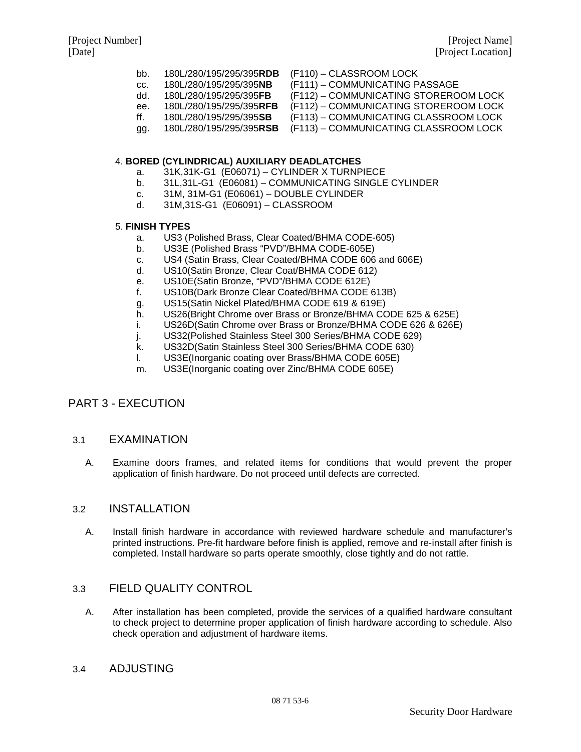bb. 180L/280/195/295/395**RDB** (F110) – CLASSROOM LOCK
cc. 180L/280/195/295/395**NB** (F111) – COMMUNICATING PASSAGE
dd. 180L/280/195/295/395**FB** (F112) – COMMUNICATING STOREROOM LOCK
ee. 180L/280/195/295/395**RFB** (F112) – COMMUNICATING STOREROOM LOCK
ff. 180L/280/195/295/395**SB** (F113) – COMMUNICATING CLASSROOM LOCK
gg. 180L/280/195/295/395**RSB** (F113) – COMMUNICATING CLASSROOM LOCK

4. **BORED (CYLINDRICAL) AUXILIARY DEADLATCHES**
   a. 31K,31K-G1 (E06071) – CYLINDER X TURNPIECE
   b. 31L,31L-G1 (E06081) – COMMUNICATING SINGLE CYLINDER
   c. 31M, 31M-G1 (E06061) – DOUBLE CYLINDER
   d. 31M,31S-G1 (E06091) – CLASSROOM

5. **FINISH TYPES**
   a. US3 (Polished Brass, Clear Coated/BHMA CODE-605)
   b. US3E (Polished Brass "PVD"/BHMA CODE-605E)
   c. US4 (Satin Brass, Clear Coated/BHMA CODE 606 and 606E)
   d. US10(Satin Bronze, Clear Coat/BHMA CODE 612)
   e. US10E(Satin Bronze, "PVD"/BHMA CODE 612E)
   f. US10B(Dark Bronze Clear Coated/BHMA CODE 613B)
   g. US15(Satin Nickel Plated/BHMA CODE 619 & 619E)
   h. US26(Bright Chrome over Brass or Bronze/BHMA CODE 625 & 625E)
   i. US26D(Satin Chrome over Brass or Bronze/BHMA CODE 626 & 626E)
   j. US32(Polished Stainless Steel 300 Series/BHMA CODE 629)
   k. US32D(Satin Stainless Steel 300 Series/BHMA CODE 630)
   l. US3E(Inorganic coating over Brass/BHMA CODE 605E)
   m. US3E(Inorganic coating over Zinc/BHMA CODE 605E)

## PART 3 - EXECUTION

### 3.1 EXAMINATION

A. Examine doors frames, and related items for conditions that would prevent the proper application of finish hardware. Do not proceed until defects are corrected.

### 3.2 INSTALLATION

A. Install finish hardware in accordance with reviewed hardware schedule and manufacturer's printed instructions. Pre-fit hardware before finish is applied, remove and re-install after finish is completed. Install hardware so parts operate smoothly, close tightly and do not rattle.

### 3.3 FIELD QUALITY CONTROL

A. After installation has been completed, provide the services of a qualified hardware consultant to check project to determine proper application of finish hardware according to schedule. Also check operation and adjustment of hardware items.

### 3.4 ADJUSTING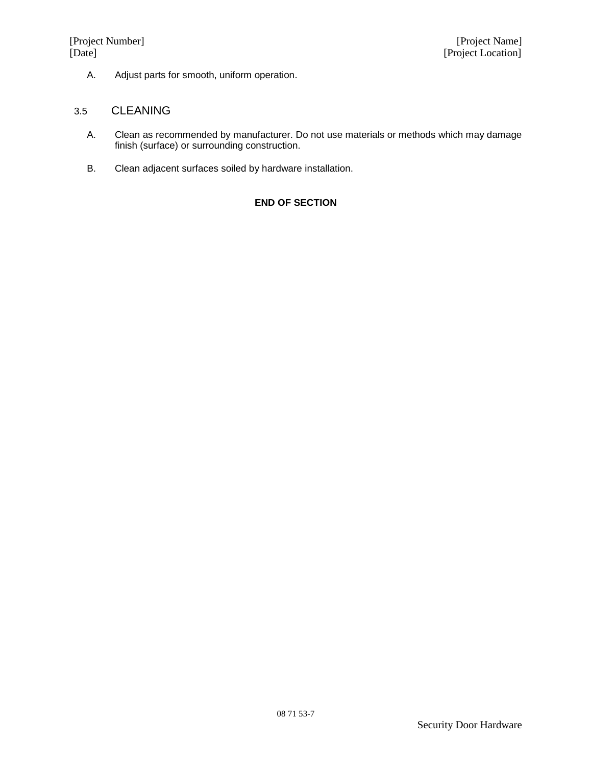A. Adjust parts for smooth, uniform operation.

## 3.5 CLEANING

A. Clean as recommended by manufacturer. Do not use materials or methods which may damage finish (surface) or surrounding construction.

B. Clean adjacent surfaces soiled by hardware installation.

**END OF SECTION**